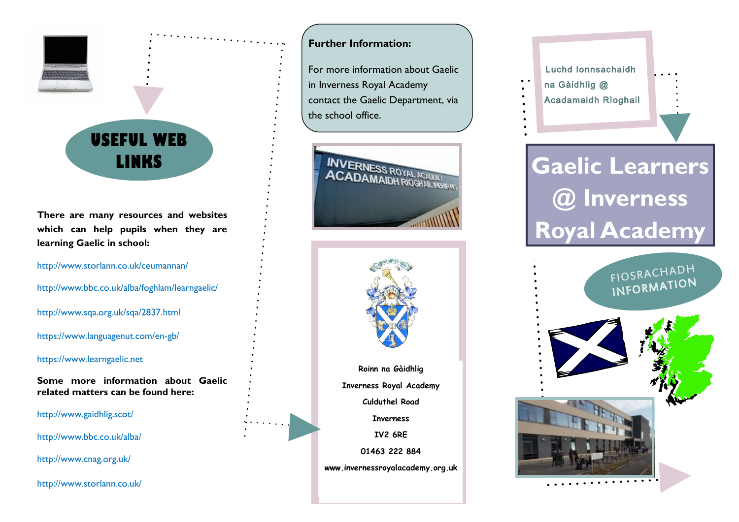# USEFUL WEB LINKS

**There are many resources and websites which can help pupils when they are learning Gaelic in school:**

http://www.storlann.co.uk/ceumannan/

http://www.bbc.co.uk/alba/foghlam/learngaelic/

http://www.sqa.org.uk/sqa/2837.html

https://www.languagenut.com/en-gb/

https://www.learngaelic.net

**Some more information about Gaelic related matters can be found here:**

http://www.gaidhlig.scot/

http://www.bbc.co.uk/alba/

http://www.cnag.org.uk/

http://www.storlann.co.uk/

**Further Information:**

For more information about Gaelic in Inverness Royal Academy contact the Gaelic Department, via the school office.

Roinn na Gàidhlig
Inverness Royal Academy
Culduthel Road
Inverness
IV2 6RE
01463 222 884
www.invernessroyalacademy.org.uk

Luchd Ionnsachaidh na Gàidhlig @ Acadamaidh Rìoghail

# Gaelic Learners @ Inverness Royal Academy

FIOSRACHADH
INFORMATION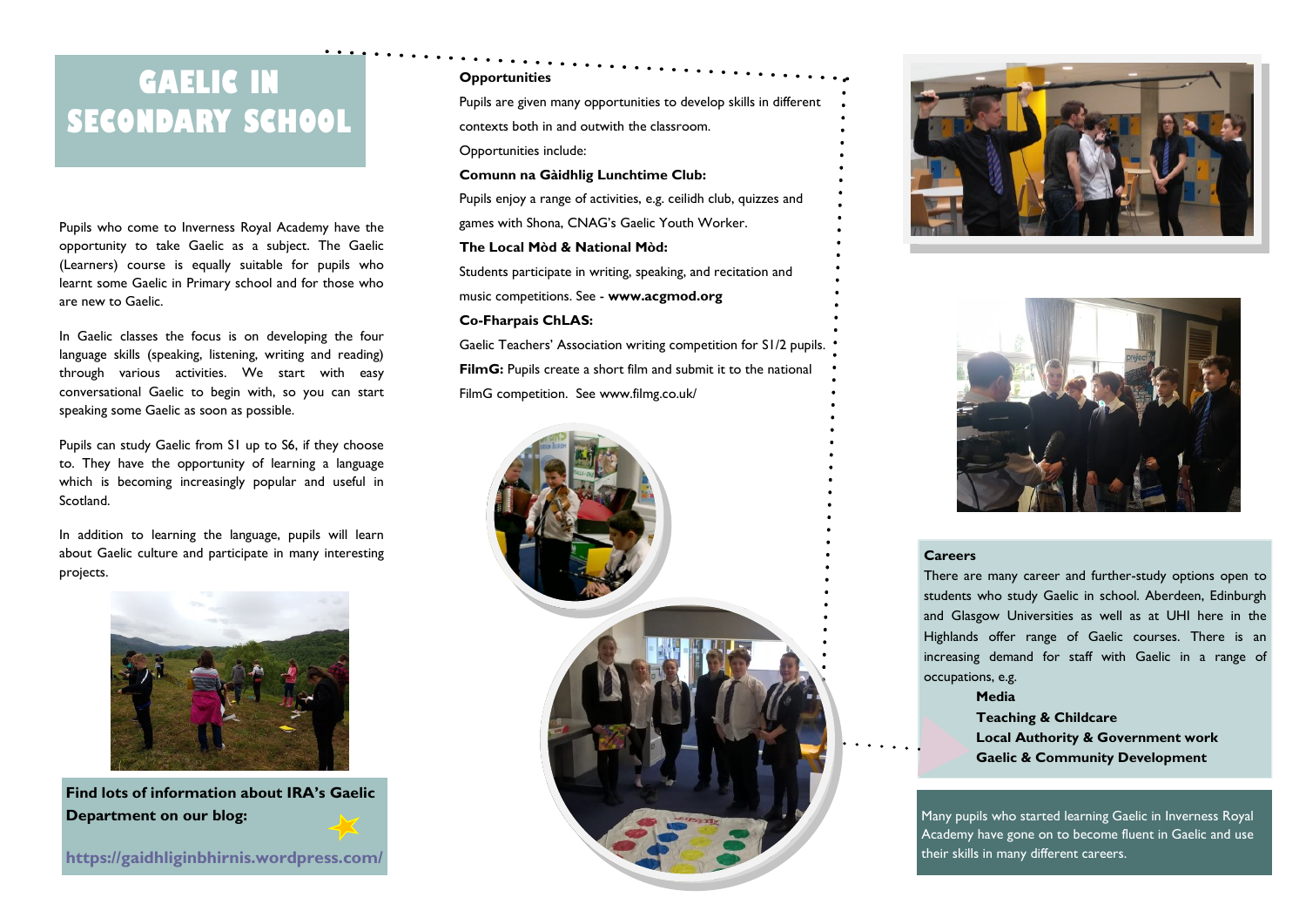# GAELIC IN SECONDARY SCHOOL

Pupils who come to Inverness Royal Academy have the opportunity to take Gaelic as a subject. The Gaelic (Learners) course is equally suitable for pupils who learnt some Gaelic in Primary school and for those who are new to Gaelic.

In Gaelic classes the focus is on developing the four language skills (speaking, listening, writing and reading) through various activities. We start with easy conversational Gaelic to begin with, so you can start speaking some Gaelic as soon as possible.

Pupils can study Gaelic from S1 up to S6, if they choose to. They have the opportunity of learning a language which is becoming increasingly popular and useful in Scotland.

In addition to learning the language, pupils will learn about Gaelic culture and participate in many interesting projects.

**Find lots of information about IRA's Gaelic Department on our blog:**

**https://gaidhliginbhirnis.wordpress.com/**

**Opportunities**

Pupils are given many opportunities to develop skills in different contexts both in and outwith the classroom.

Opportunities include:

**Comunn na Gàidhlig Lunchtime Club:**

Pupils enjoy a range of activities, e.g. ceilidh club, quizzes and games with Shona, CNAG's Gaelic Youth Worker.

**The Local Mòd & National Mòd:**

Students participate in writing, speaking, and recitation and music competitions. See - **www.acgmod.org**

**Co-Fharpais ChLAS:**

Gaelic Teachers' Association writing competition for S1/2 pupils.

**FilmG:** Pupils create a short film and submit it to the national FilmG competition. See www.filmg.co.uk/

**Careers**

There are many career and further-study options open to students who study Gaelic in school. Aberdeen, Edinburgh and Glasgow Universities as well as at UHI here in the Highlands offer range of Gaelic courses. There is an increasing demand for staff with Gaelic in a range of occupations, e.g.

- **Media**
- **Teaching & Childcare**
- **Local Authority & Government work**
- **Gaelic & Community Development**

Many pupils who started learning Gaelic in Inverness Royal Academy have gone on to become fluent in Gaelic and use their skills in many different careers.